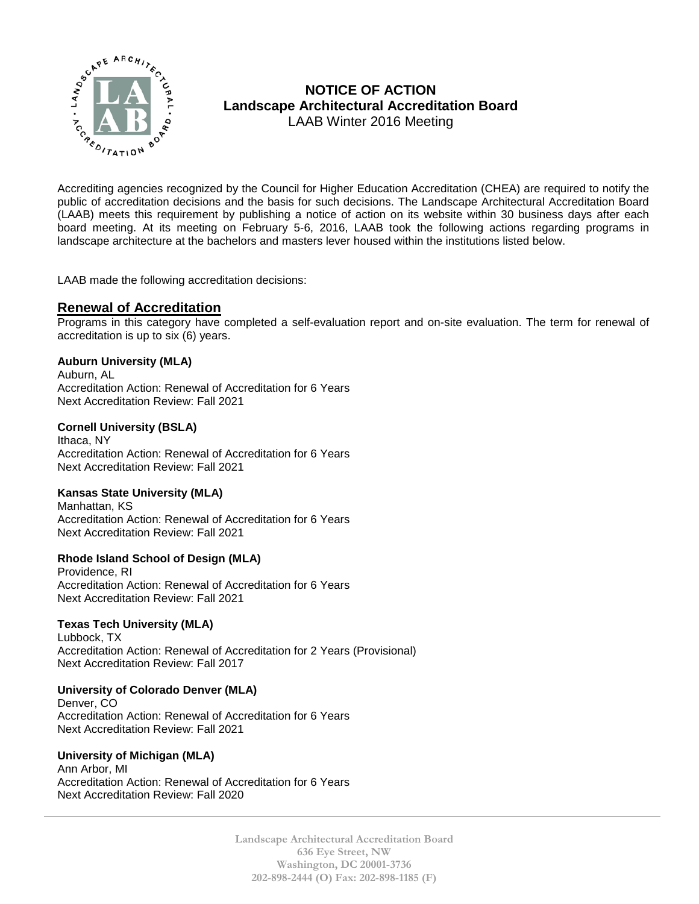# NOTICE OF ACTION
## Landscape Architectural Accreditation Board
LAAB Winter 2016 Meeting

Accrediting agencies recognized by the Council for Higher Education Accreditation (CHEA) are required to notify the public of accreditation decisions and the basis for such decisions. The Landscape Architectural Accreditation Board (LAAB) meets this requirement by publishing a notice of action on its website within 30 business days after each board meeting. At its meeting on February 5-6, 2016, LAAB took the following actions regarding programs in landscape architecture at the bachelors and masters lever housed within the institutions listed below.

LAAB made the following accreditation decisions:

## Renewal of Accreditation

Programs in this category have completed a self-evaluation report and on-site evaluation. The term for renewal of accreditation is up to six (6) years.

**Auburn University (MLA)**
Auburn, AL
Accreditation Action: Renewal of Accreditation for 6 Years
Next Accreditation Review: Fall 2021

**Cornell University (BSLA)**
Ithaca, NY
Accreditation Action: Renewal of Accreditation for 6 Years
Next Accreditation Review: Fall 2021

**Kansas State University (MLA)**
Manhattan, KS
Accreditation Action: Renewal of Accreditation for 6 Years
Next Accreditation Review: Fall 2021

**Rhode Island School of Design (MLA)**
Providence, RI
Accreditation Action: Renewal of Accreditation for 6 Years
Next Accreditation Review: Fall 2021

**Texas Tech University (MLA)**
Lubbock, TX
Accreditation Action: Renewal of Accreditation for 2 Years (Provisional)
Next Accreditation Review: Fall 2017

**University of Colorado Denver (MLA)**
Denver, CO
Accreditation Action: Renewal of Accreditation for 6 Years
Next Accreditation Review: Fall 2021

**University of Michigan (MLA)**
Ann Arbor, MI
Accreditation Action: Renewal of Accreditation for 6 Years
Next Accreditation Review: Fall 2020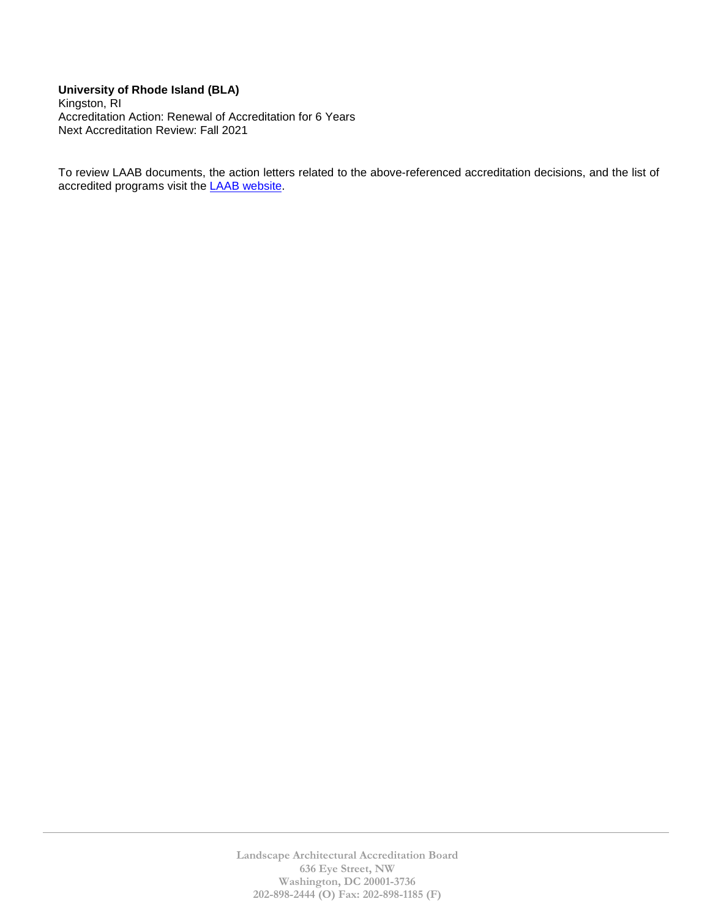**University of Rhode Island (BLA)**
Kingston, RI
Accreditation Action: Renewal of Accreditation for 6 Years
Next Accreditation Review: Fall 2021

To review LAAB documents, the action letters related to the above-referenced accreditation decisions, and the list of accredited programs visit the LAAB website.